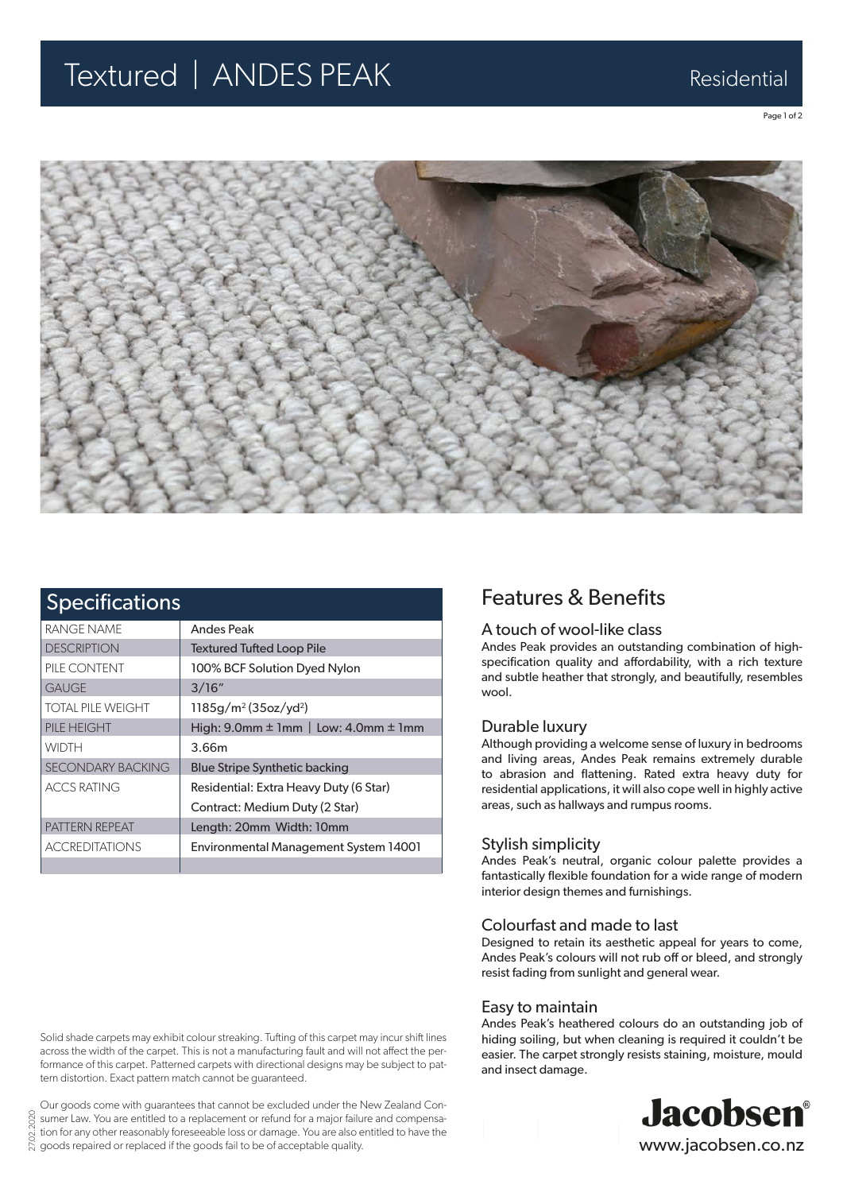# Textured | ANDES PEAK

Residential

## Specifications

| | |
|---|---|
| RANGE NAME | Andes Peak |
| DESCRIPTION | Textured Tufted Loop Pile |
| PILE CONTENT | 100% BCF Solution Dyed Nylon |
| GAUGE | 3/16" |
| TOTAL PILE WEIGHT | 1185g/m$^2$ (35oz/yd$^2$) |
| PILE HEIGHT | High: 9.0mm ± 1mm \| Low: 4.0mm ± 1mm |
| WIDTH | 3.66m |
| SECONDARY BACKING | Blue Stripe Synthetic backing |
| ACCS RATING | Residential: Extra Heavy Duty (6 Star) |
| | Contract: Medium Duty (2 Star) |
| PATTERN REPEAT | Length: 20mm Width: 10mm |
| ACCREDITATIONS | Environmental Management System 14001 |

## Features & Benefits

### A touch of wool-like class

Andes Peak provides an outstanding combination of high-specification quality and affordability, with a rich texture and subtle heather that strongly, and beautifully, resembles wool.

### Durable luxury

Although providing a welcome sense of luxury in bedrooms and living areas, Andes Peak remains extremely durable to abrasion and flattening. Rated extra heavy duty for residential applications, it will also cope well in highly active areas, such as hallways and rumpus rooms.

### Stylish simplicity

Andes Peak's neutral, organic colour palette provides a fantastically flexible foundation for a wide range of modern interior design themes and furnishings.

### Colourfast and made to last

Designed to retain its aesthetic appeal for years to come, Andes Peak's colours will not rub off or bleed, and strongly resist fading from sunlight and general wear.

### Easy to maintain

Andes Peak's heathered colours do an outstanding job of hiding soiling, but when cleaning is required it couldn't be easier. The carpet strongly resists staining, moisture, mould and insect damage.

Solid shade carpets may exhibit colour streaking. Tufting of this carpet may incur shift lines across the width of the carpet. This is not a manufacturing fault and will not affect the performance of this carpet. Patterned carpets with directional designs may be subject to pattern distortion. Exact pattern match cannot be guaranteed.

Our goods come with guarantees that cannot be excluded under the New Zealand Consumer Law. You are entitled to a replacement or refund for a major failure and compensation for any other reasonably foreseeable loss or damage. You are also entitled to have the goods repaired or replaced if the goods fail to be of acceptable quality.

27.02.2020

Jacobsen®

www.jacobsen.co.nz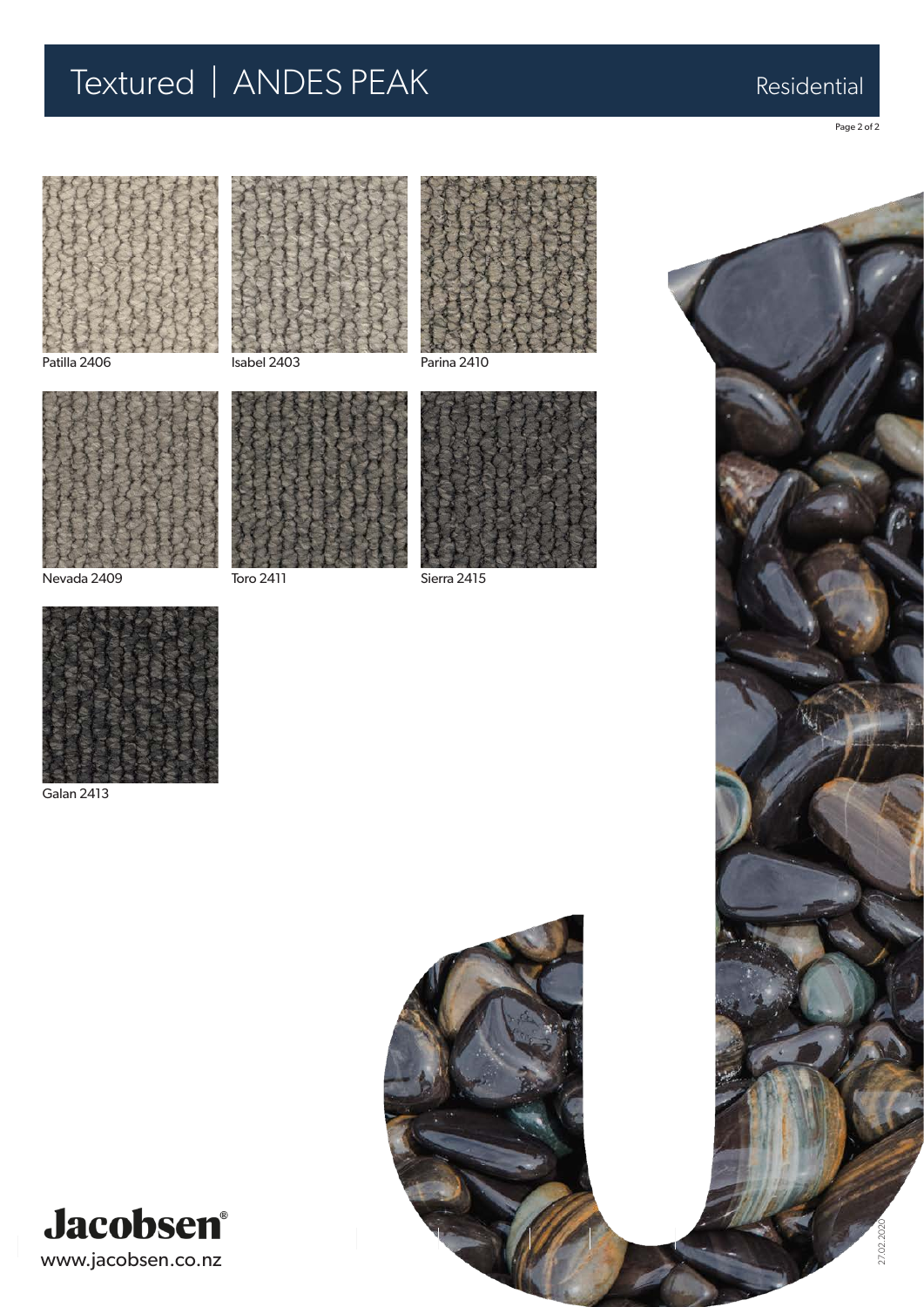# Textured | ANDES PEAK

Residential

Patilla 2406

Isabel 2403

Parina 2410

Nevada 2409

Toro 2411

Sierra 2415

Galan 2413

Jacobsen®

www.jacobsen.co.nz

27.02.2020